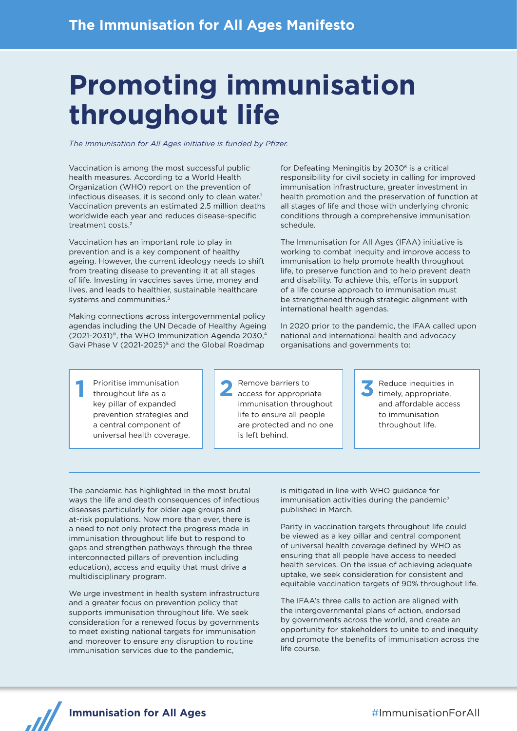# Promoting immunisation throughout life

*The Immunisation for All Ages initiative is funded by Pfizer.*

Vaccination is among the most successful public health measures. According to a World Health Organization (WHO) report on the prevention of infectious diseases, it is second only to clean water.[1] Vaccination prevents an estimated 2.5 million deaths worldwide each year and reduces disease-specific treatment costs.[2]

Vaccination has an important role to play in prevention and is a key component of healthy ageing. However, the current ideology needs to shift from treating disease to preventing it at all stages of life. Investing in vaccines saves time, money and lives, and leads to healthier, sustainable healthcare systems and communities.[3]

Making connections across intergovernmental policy agendas including the UN Decade of Healthy Ageing (2021-2031)[iii], the WHO Immunization Agenda 2030,[4] Gavi Phase V (2021-2025)[5] and the Global Roadmap for Defeating Meningitis by 2030[6] is a critical responsibility for civil society in calling for improved immunisation infrastructure, greater investment in health promotion and the preservation of function at all stages of life and those with underlying chronic conditions through a comprehensive immunisation schedule.

The Immunisation for All Ages (IFAA) initiative is working to combat inequity and improve access to immunisation to help promote health throughout life, to preserve function and to help prevent death and disability. To achieve this, efforts in support of a life course approach to immunisation must be strengthened through strategic alignment with international health agendas.

In 2020 prior to the pandemic, the IFAA called upon national and international health and advocacy organisations and governments to:

1. Prioritise immunisation throughout life as a key pillar of expanded prevention strategies and a central component of universal health coverage.
2. Remove barriers to access for appropriate immunisation throughout life to ensure all people are protected and no one is left behind.
3. Reduce inequities in timely, appropriate, and affordable access to immunisation throughout life.

---

The pandemic has highlighted in the most brutal ways the life and death consequences of infectious diseases particularly for older age groups and at-risk populations. Now more than ever, there is a need to not only protect the progress made in immunisation throughout life but to respond to gaps and strengthen pathways through the three interconnected pillars of prevention including education), access and equity that must drive a multidisciplinary program.

We urge investment in health system infrastructure and a greater focus on prevention policy that supports immunisation throughout life. We seek consideration for a renewed focus by governments to meet existing national targets for immunisation and moreover to ensure any disruption to routine immunisation services due to the pandemic, is mitigated in line with WHO guidance for immunisation activities during the pandemic[7] published in March.

Parity in vaccination targets throughout life could be viewed as a key pillar and central component of universal health coverage defined by WHO as ensuring that all people have access to needed health services. On the issue of achieving adequate uptake, we seek consideration for consistent and equitable vaccination targets of 90% throughout life.

The IFAA's three calls to action are aligned with the intergovernmental plans of action, endorsed by governments across the world, and create an opportunity for stakeholders to unite to end inequity and promote the benefits of immunisation across the life course.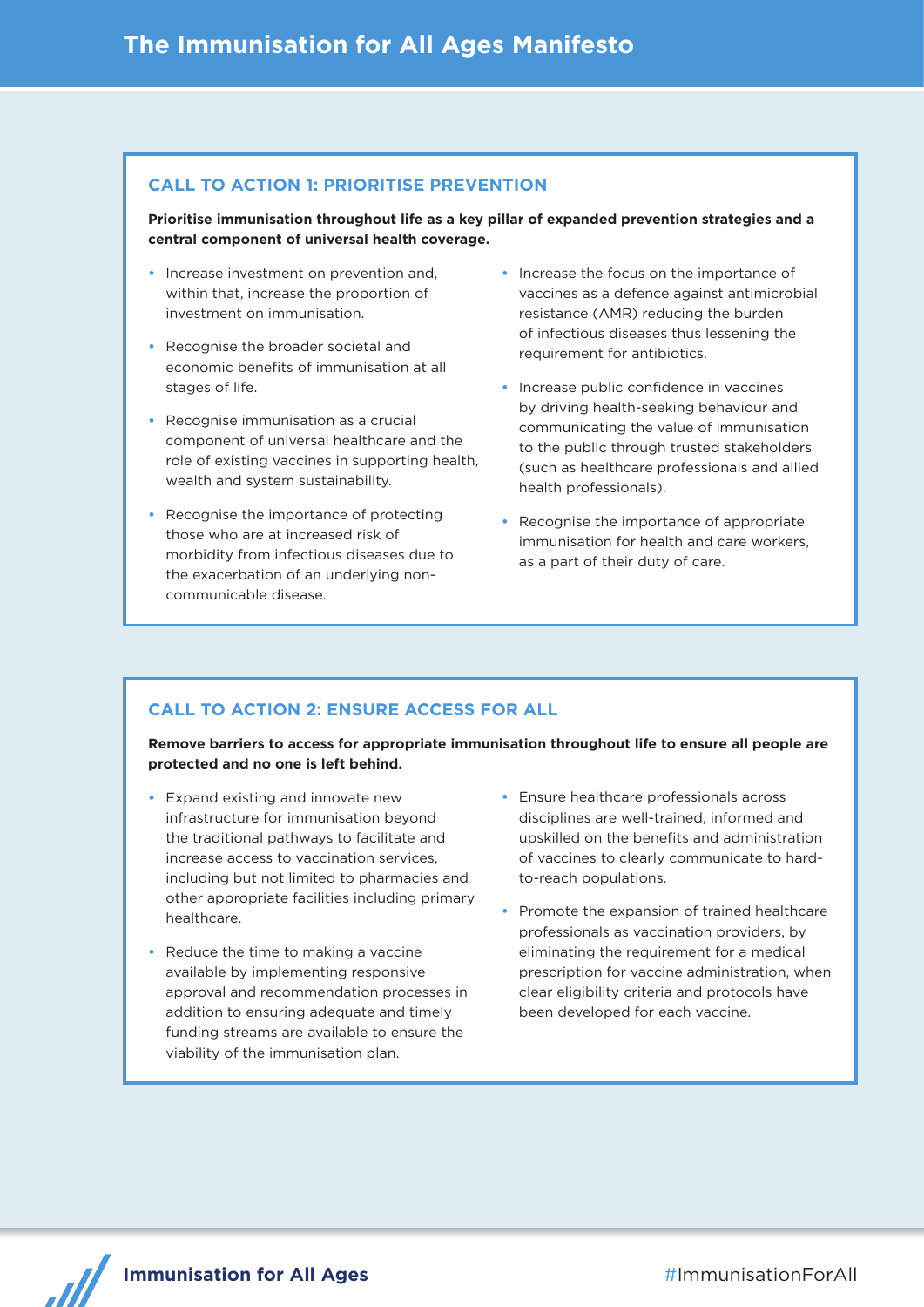# The Immunisation for All Ages Manifesto

## CALL TO ACTION 1: PRIORITISE PREVENTION

**Prioritise immunisation throughout life as a key pillar of expanded prevention strategies and a central component of universal health coverage.**

- Increase investment on prevention and, within that, increase the proportion of investment on immunisation.
- Recognise the broader societal and economic benefits of immunisation at all stages of life.
- Recognise immunisation as a crucial component of universal healthcare and the role of existing vaccines in supporting health, wealth and system sustainability.
- Recognise the importance of protecting those who are at increased risk of morbidity from infectious diseases due to the exacerbation of an underlying non-communicable disease.
- Increase the focus on the importance of vaccines as a defence against antimicrobial resistance (AMR) reducing the burden of infectious diseases thus lessening the requirement for antibiotics.
- Increase public confidence in vaccines by driving health-seeking behaviour and communicating the value of immunisation to the public through trusted stakeholders (such as healthcare professionals and allied health professionals).
- Recognise the importance of appropriate immunisation for health and care workers, as a part of their duty of care.

## CALL TO ACTION 2: ENSURE ACCESS FOR ALL

**Remove barriers to access for appropriate immunisation throughout life to ensure all people are protected and no one is left behind.**

- Expand existing and innovate new infrastructure for immunisation beyond the traditional pathways to facilitate and increase access to vaccination services, including but not limited to pharmacies and other appropriate facilities including primary healthcare.
- Reduce the time to making a vaccine available by implementing responsive approval and recommendation processes in addition to ensuring adequate and timely funding streams are available to ensure the viability of the immunisation plan.
- Ensure healthcare professionals across disciplines are well-trained, informed and upskilled on the benefits and administration of vaccines to clearly communicate to hard-to-reach populations.
- Promote the expansion of trained healthcare professionals as vaccination providers, by eliminating the requirement for a medical prescription for vaccine administration, when clear eligibility criteria and protocols have been developed for each vaccine.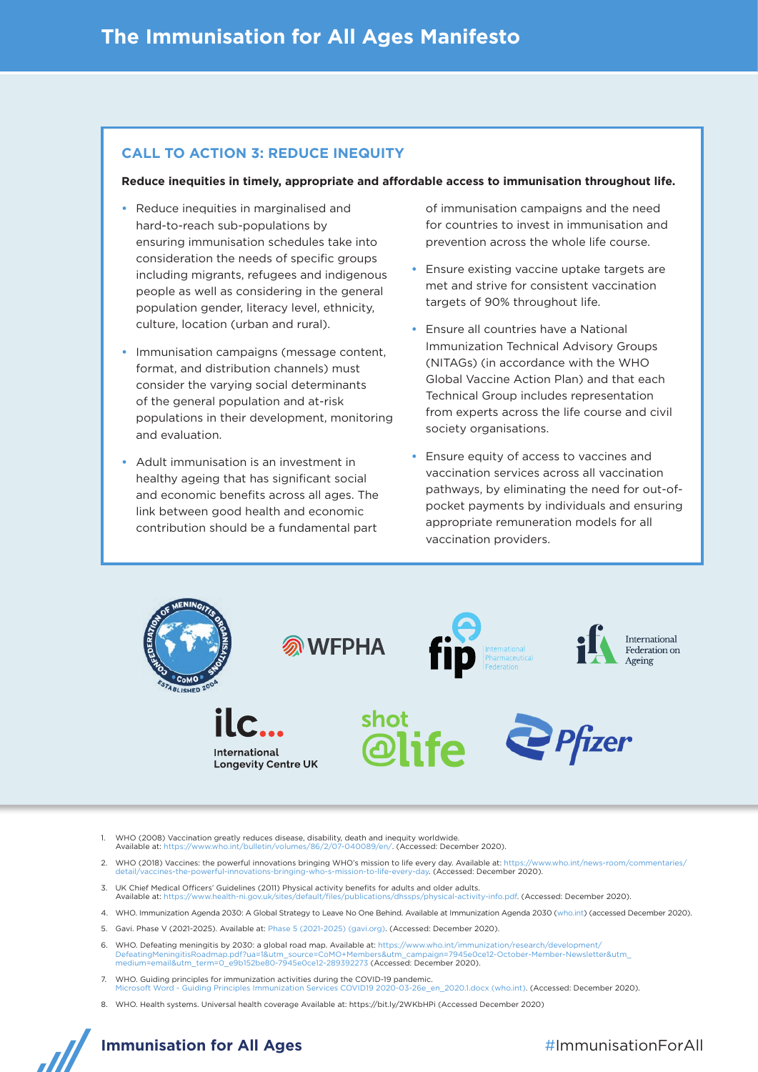# The Immunisation for All Ages Manifesto

## CALL TO ACTION 3: REDUCE INEQUITY

**Reduce inequities in timely, appropriate and affordable access to immunisation throughout life.**

- Reduce inequities in marginalised and hard-to-reach sub-populations by ensuring immunisation schedules take into consideration the needs of specific groups including migrants, refugees and indigenous people as well as considering in the general population gender, literacy level, ethnicity, culture, location (urban and rural).
- Immunisation campaigns (message content, format, and distribution channels) must consider the varying social determinants of the general population and at-risk populations in their development, monitoring and evaluation.
- Adult immunisation is an investment in healthy ageing that has significant social and economic benefits across all ages. The link between good health and economic contribution should be a fundamental part of immunisation campaigns and the need for countries to invest in immunisation and prevention across the whole life course.
- Ensure existing vaccine uptake targets are met and strive for consistent vaccination targets of 90% throughout life.
- Ensure all countries have a National Immunization Technical Advisory Groups (NITAGs) (in accordance with the WHO Global Vaccine Action Plan) and that each Technical Group includes representation from experts across the life course and civil society organisations.
- Ensure equity of access to vaccines and vaccination services across all vaccination pathways, by eliminating the need for out-of-pocket payments by individuals and ensuring appropriate remuneration models for all vaccination providers.

Confederation of Meningitis Organisations CoMO Established 2004

WFPHA

fip International Pharmaceutical Federation

International Federation on Ageing

ilc... International Longevity Centre UK

shot @life

Pfizer

1. WHO (2008) Vaccination greatly reduces disease, disability, death and inequity worldwide. Available at: https://www.who.int/bulletin/volumes/86/2/07-040089/en/. (Accessed: December 2020).
2. WHO (2018) Vaccines: the powerful innovations bringing WHO's mission to life every day. Available at: https://www.who.int/news-room/commentaries/detail/vaccines-the-powerful-innovations-bringing-who-s-mission-to-life-every-day. (Accessed: December 2020).
3. UK Chief Medical Officers' Guidelines (2011) Physical activity benefits for adults and older adults. Available at: https://www.health-ni.gov.uk/sites/default/files/publications/dhssps/physical-activity-info.pdf. (Accessed: December 2020).
4. WHO. Immunization Agenda 2030: A Global Strategy to Leave No One Behind. Available at Immunization Agenda 2030 (who.int) (accessed December 2020).
5. Gavi. Phase V (2021-2025). Available at: Phase 5 (2021-2025) (gavi.org). (Accessed: December 2020).
6. WHO. Defeating meningitis by 2030: a global road map. Available at: https://www.who.int/immunization/research/development/DefeatingMeningitisRoadmap.pdf?ua=1&utm_source=CoMO+Members&utm_campaign=7945e0ce12-October-Member-Newsletter&utm_medium=email&utm_term=0_e9b152be80-7945e0ce12-289392273 (Accessed: December 2020).
7. WHO. Guiding principles for immunization activities during the COVID-19 pandemic. Microsoft Word - Guiding Principles Immunization Services COVID19 2020-03-26e_en_2020.1.docx (who.int). (Accessed: December 2020).
8. WHO. Health systems. Universal health coverage Available at: https://bit.ly/2WKbHPi (Accessed December 2020)

**Immunisation for All Ages** #ImmunisationForAll